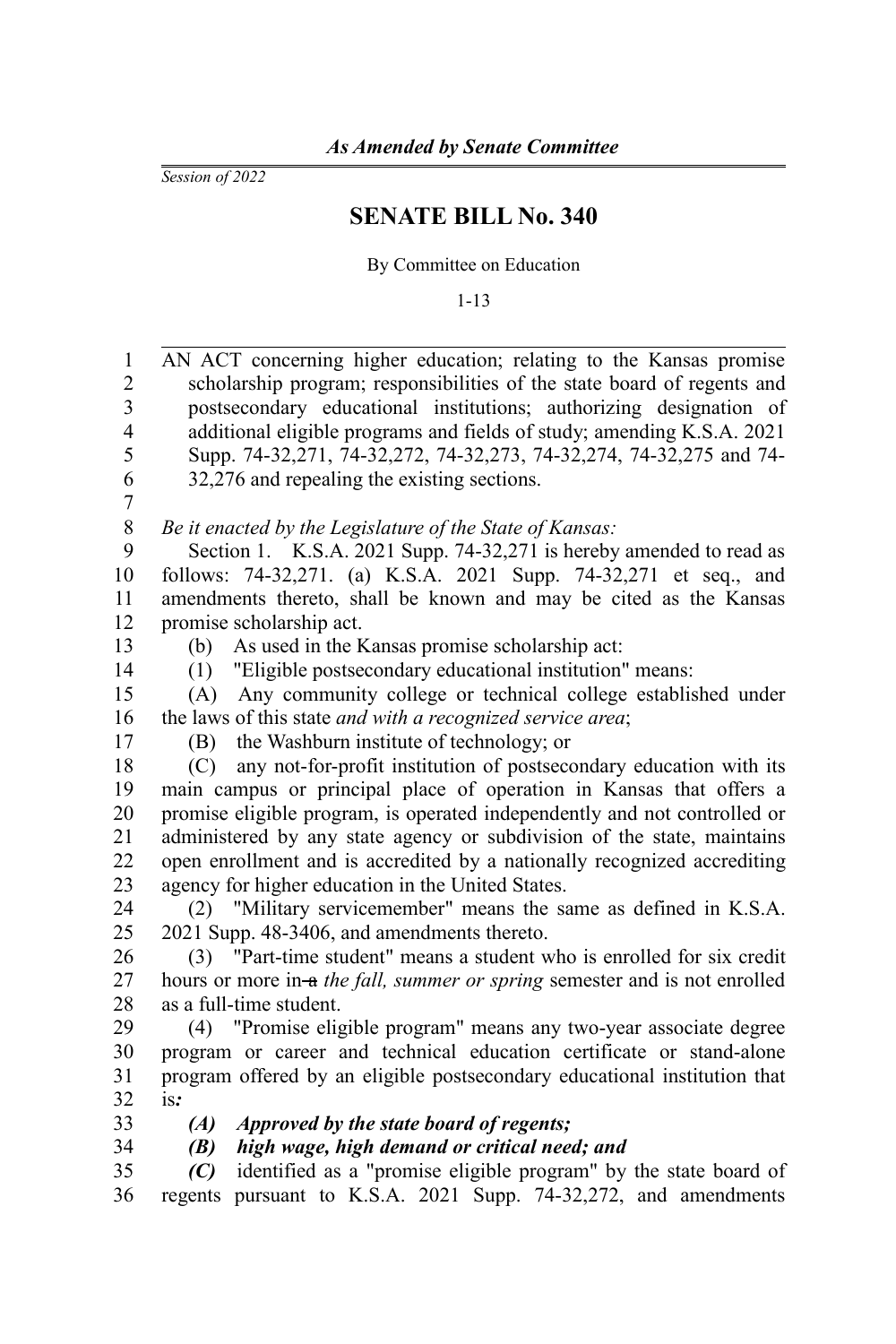*As Amended by Senate Committee*

*Session of 2022*

# SENATE BILL No. 340

By Committee on Education

1-13

AN ACT concerning higher education; relating to the Kansas promise scholarship program; responsibilities of the state board of regents and postsecondary educational institutions; authorizing designation of additional eligible programs and fields of study; amending K.S.A. 2021 Supp. 74-32,271, 74-32,272, 74-32,273, 74-32,274, 74-32,275 and 74-32,276 and repealing the existing sections.

*Be it enacted by the Legislature of the State of Kansas:*

Section 1. K.S.A. 2021 Supp. 74-32,271 is hereby amended to read as follows: 74-32,271. (a) K.S.A. 2021 Supp. 74-32,271 et seq., and amendments thereto, shall be known and may be cited as the Kansas promise scholarship act.

(b) As used in the Kansas promise scholarship act:

(1) "Eligible postsecondary educational institution" means:

(A) Any community college or technical college established under the laws of this state *and with a recognized service area*;

(B) the Washburn institute of technology; or

(C) any not-for-profit institution of postsecondary education with its main campus or principal place of operation in Kansas that offers a promise eligible program, is operated independently and not controlled or administered by any state agency or subdivision of the state, maintains open enrollment and is accredited by a nationally recognized accrediting agency for higher education in the United States.

(2) "Military servicemember" means the same as defined in K.S.A. 2021 Supp. 48-3406, and amendments thereto.

(3) "Part-time student" means a student who is enrolled for six credit hours or more in ~~a~~ *the fall, summer or spring* semester and is not enrolled as a full-time student.

(4) "Promise eligible program" means any two-year associate degree program or career and technical education certificate or stand-alone program offered by an eligible postsecondary educational institution that is***:***

***(A) Approved by the state board of regents;***

***(B) high wage, high demand or critical need; and***

***(C)*** identified as a "promise eligible program" by the state board of regents pursuant to K.S.A. 2021 Supp. 74-32,272, and amendments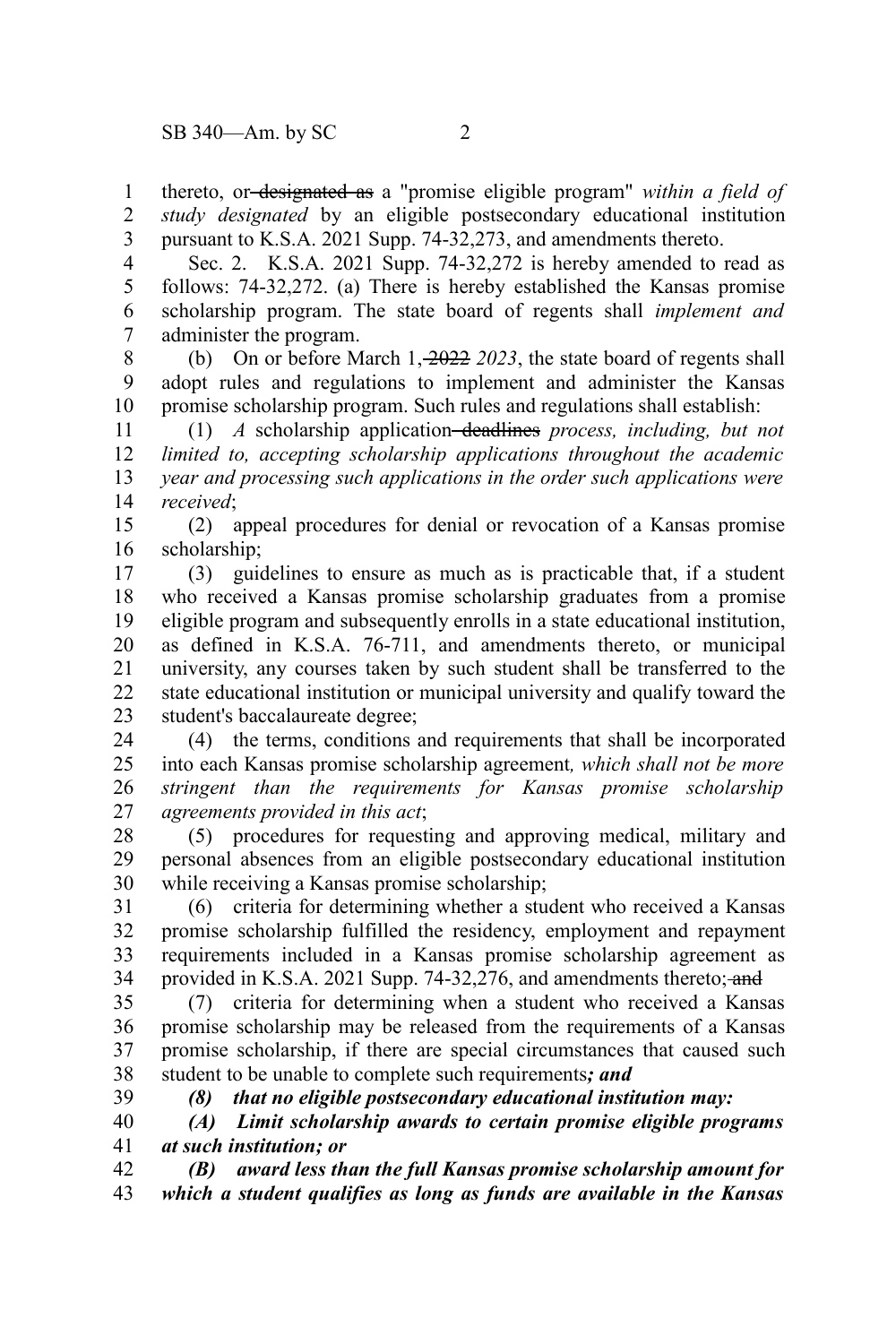thereto, or ~~designated as~~ a "promise eligible program" *within a field of study designated* by an eligible postsecondary educational institution pursuant to K.S.A. 2021 Supp. 74-32,273, and amendments thereto.

Sec. 2. K.S.A. 2021 Supp. 74-32,272 is hereby amended to read as follows: 74-32,272. (a) There is hereby established the Kansas promise scholarship program. The state board of regents shall *implement and* administer the program.

(b) On or before March 1, ~~2022~~ *2023*, the state board of regents shall adopt rules and regulations to implement and administer the Kansas promise scholarship program. Such rules and regulations shall establish:

(1) *A* scholarship application ~~deadlines~~ *process, including, but not limited to, accepting scholarship applications throughout the academic year and processing such applications in the order such applications were received*;

(2) appeal procedures for denial or revocation of a Kansas promise scholarship;

(3) guidelines to ensure as much as is practicable that, if a student who received a Kansas promise scholarship graduates from a promise eligible program and subsequently enrolls in a state educational institution, as defined in K.S.A. 76-711, and amendments thereto, or municipal university, any courses taken by such student shall be transferred to the state educational institution or municipal university and qualify toward the student's baccalaureate degree;

(4) the terms, conditions and requirements that shall be incorporated into each Kansas promise scholarship agreement*, which shall not be more stringent than the requirements for Kansas promise scholarship agreements provided in this act*;

(5) procedures for requesting and approving medical, military and personal absences from an eligible postsecondary educational institution while receiving a Kansas promise scholarship;

(6) criteria for determining whether a student who received a Kansas promise scholarship fulfilled the residency, employment and repayment requirements included in a Kansas promise scholarship agreement as provided in K.S.A. 2021 Supp. 74-32,276, and amendments thereto; ~~and~~

(7) criteria for determining when a student who received a Kansas promise scholarship may be released from the requirements of a Kansas promise scholarship, if there are special circumstances that caused such student to be unable to complete such requirements***; and***

***(8) that no eligible postsecondary educational institution may:***

***(A) Limit scholarship awards to certain promise eligible programs at such institution; or***

***(B) award less than the full Kansas promise scholarship amount for which a student qualifies as long as funds are available in the Kansas***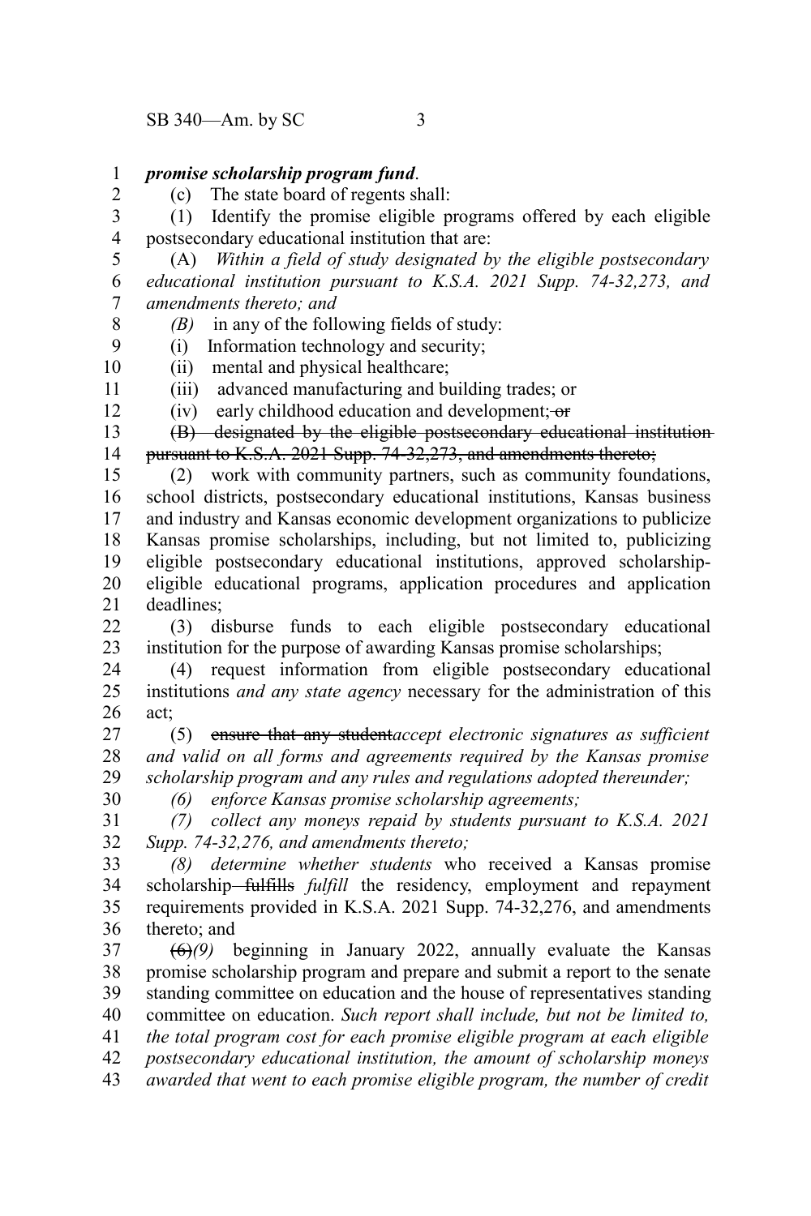*promise scholarship program fund*.

(c) The state board of regents shall:

(1) Identify the promise eligible programs offered by each eligible postsecondary educational institution that are:

(A) *Within a field of study designated by the eligible postsecondary educational institution pursuant to K.S.A. 2021 Supp. 74-32,273, and amendments thereto; and*

*(B)* in any of the following fields of study:

(i) Information technology and security;

(ii) mental and physical healthcare;

(iii) advanced manufacturing and building trades; or

(iv) early childhood education and development; ~~or~~

~~(B) designated by the eligible postsecondary educational institution pursuant to K.S.A. 2021 Supp. 74-32,273, and amendments thereto;~~

(2) work with community partners, such as community foundations, school districts, postsecondary educational institutions, Kansas business and industry and Kansas economic development organizations to publicize Kansas promise scholarships, including, but not limited to, publicizing eligible postsecondary educational institutions, approved scholarship-eligible educational programs, application procedures and application deadlines;

(3) disburse funds to each eligible postsecondary educational institution for the purpose of awarding Kansas promise scholarships;

(4) request information from eligible postsecondary educational institutions *and any state agency* necessary for the administration of this act;

(5) ~~ensure that any student~~*accept electronic signatures as sufficient and valid on all forms and agreements required by the Kansas promise scholarship program and any rules and regulations adopted thereunder;*

*(6) enforce Kansas promise scholarship agreements;*

*(7) collect any moneys repaid by students pursuant to K.S.A. 2021 Supp. 74-32,276, and amendments thereto;*

*(8) determine whether students* who received a Kansas promise scholarship ~~fulfills~~ *fulfill* the residency, employment and repayment requirements provided in K.S.A. 2021 Supp. 74-32,276, and amendments thereto; and

~~(6)~~*(9)* beginning in January 2022, annually evaluate the Kansas promise scholarship program and prepare and submit a report to the senate standing committee on education and the house of representatives standing committee on education. *Such report shall include, but not be limited to, the total program cost for each promise eligible program at each eligible postsecondary educational institution, the amount of scholarship moneys awarded that went to each promise eligible program, the number of credit*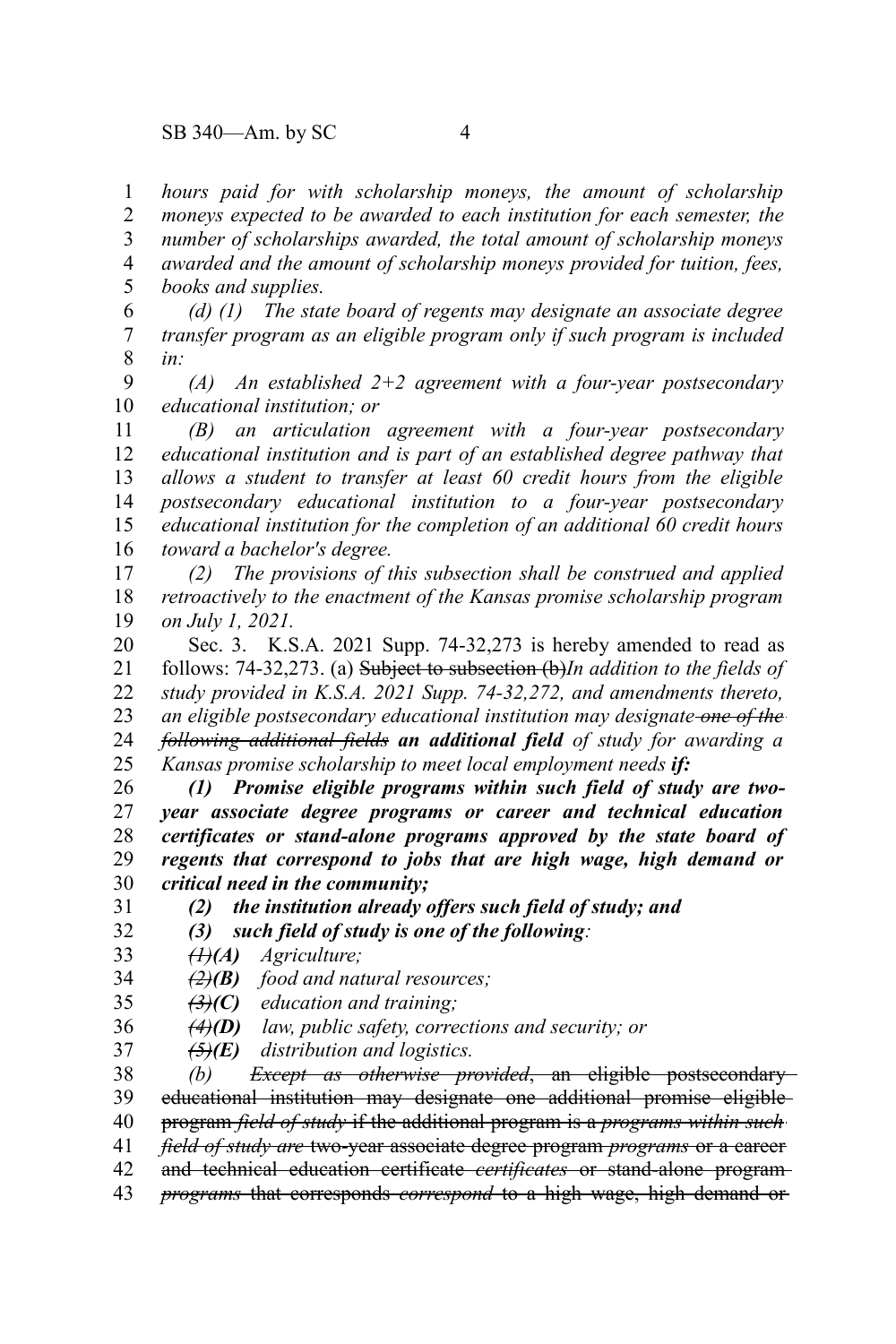*hours paid for with scholarship moneys, the amount of scholarship moneys expected to be awarded to each institution for each semester, the number of scholarships awarded, the total amount of scholarship moneys awarded and the amount of scholarship moneys provided for tuition, fees, books and supplies.*

*(d) (1) The state board of regents may designate an associate degree transfer program as an eligible program only if such program is included in:*

*(A) An established 2+2 agreement with a four-year postsecondary educational institution; or*

*(B) an articulation agreement with a four-year postsecondary educational institution and is part of an established degree pathway that allows a student to transfer at least 60 credit hours from the eligible postsecondary educational institution to a four-year postsecondary educational institution for the completion of an additional 60 credit hours toward a bachelor's degree.*

*(2) The provisions of this subsection shall be construed and applied retroactively to the enactment of the Kansas promise scholarship program on July 1, 2021.*

Sec. 3. K.S.A. 2021 Supp. 74-32,273 is hereby amended to read as follows: 74-32,273. (a) ~~Subject to subsection (b)~~*In addition to the fields of study provided in K.S.A. 2021 Supp. 74-32,272, and amendments thereto,* an eligible postsecondary educational institution may designate ~~*one of the following additional fields*~~ ***an additional field*** of study for awarding a Kansas promise scholarship to meet local employment needs ***if:***

***(1) Promise eligible programs within such field of study are two-year associate degree programs or career and technical education certificates or stand-alone programs approved by the state board of regents that correspond to jobs that are high wage, high demand or critical need in the community;***

***(2) the institution already offers such field of study; and***

***(3) such field of study is one of the following:***

~~*(1)*~~***(A)*** *Agriculture;*

~~*(2)*~~***(B)*** *food and natural resources;*

~~*(3)*~~***(C)*** *education and training;*

~~*(4)*~~***(D)*** *law, public safety, corrections and security; or*

~~*(5)*~~***(E)*** *distribution and logistics.*

*(b)* ~~*Except as otherwise provided*, an eligible postsecondary educational institution may designate one additional promise eligible program~~ ~~*field of study*~~ ~~if the additional program is a~~ ~~*programs within such field of study are*~~ ~~two-year associate degree program~~ ~~*programs*~~ ~~or a career and technical education certificate~~ ~~*certificates*~~ ~~or stand-alone program~~ ~~*programs*~~ ~~that corresponds~~ ~~*correspond*~~ ~~to a high wage, high demand or~~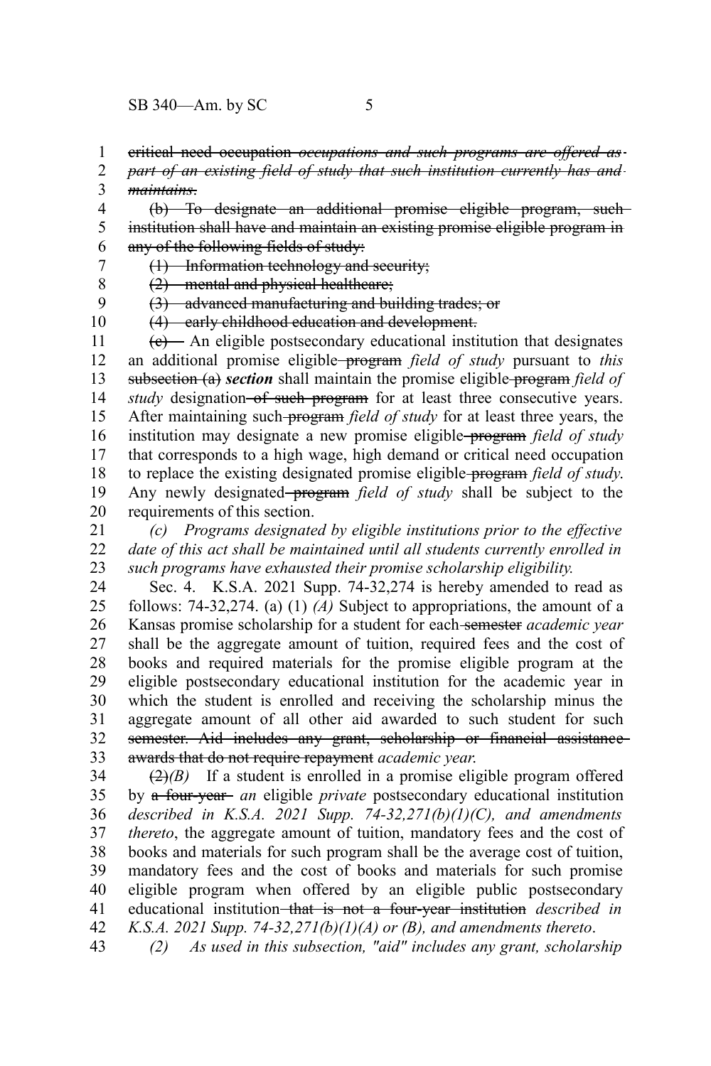~~critical need occupation~~ *~~occupations and such programs are offered as part of an existing field of study that such institution currently has and maintains~~*.

~~(b) To designate an additional promise eligible program, such institution shall have and maintain an existing promise eligible program in any of the following fields of study:~~

~~(1) Information technology and security;~~

~~(2) mental and physical healthcare;~~

~~(3) advanced manufacturing and building trades; or~~

~~(4) early childhood education and development.~~

~~(c)~~ An eligible postsecondary educational institution that designates an additional promise eligible ~~program~~ *field of study* pursuant to *this* ~~subsection (a)~~ ***section*** shall maintain the promise eligible ~~program~~ *field of study* designation ~~of such program~~ for at least three consecutive years. After maintaining such ~~program~~ *field of study* for at least three years, the institution may designate a new promise eligible ~~program~~ *field of study* that corresponds to a high wage, high demand or critical need occupation to replace the existing designated promise eligible ~~program~~ *field of study*. Any newly designated ~~program~~ *field of study* shall be subject to the requirements of this section.

*(c) Programs designated by eligible institutions prior to the effective date of this act shall be maintained until all students currently enrolled in such programs have exhausted their promise scholarship eligibility.*

Sec. 4. K.S.A. 2021 Supp. 74-32,274 is hereby amended to read as follows: 74-32,274. (a) (1) *(A)* Subject to appropriations, the amount of a Kansas promise scholarship for a student for each ~~semester~~ *academic year* shall be the aggregate amount of tuition, required fees and the cost of books and required materials for the promise eligible program at the eligible postsecondary educational institution for the academic year in which the student is enrolled and receiving the scholarship minus the aggregate amount of all other aid awarded to such student for such ~~semester. Aid includes any grant, scholarship or financial assistance awards that do not require repayment~~ *academic year*.

~~(2)~~*(B)* If a student is enrolled in a promise eligible program offered by ~~a four-year~~ *an* eligible *private* postsecondary educational institution *described in K.S.A. 2021 Supp. 74-32,271(b)(1)(C), and amendments thereto*, the aggregate amount of tuition, mandatory fees and the cost of books and materials for such program shall be the average cost of tuition, mandatory fees and the cost of books and materials for such promise eligible program when offered by an eligible public postsecondary educational institution ~~that is not a four-year institution~~ *described in K.S.A. 2021 Supp. 74-32,271(b)(1)(A) or (B), and amendments thereto*.

*(2) As used in this subsection, "aid" includes any grant, scholarship*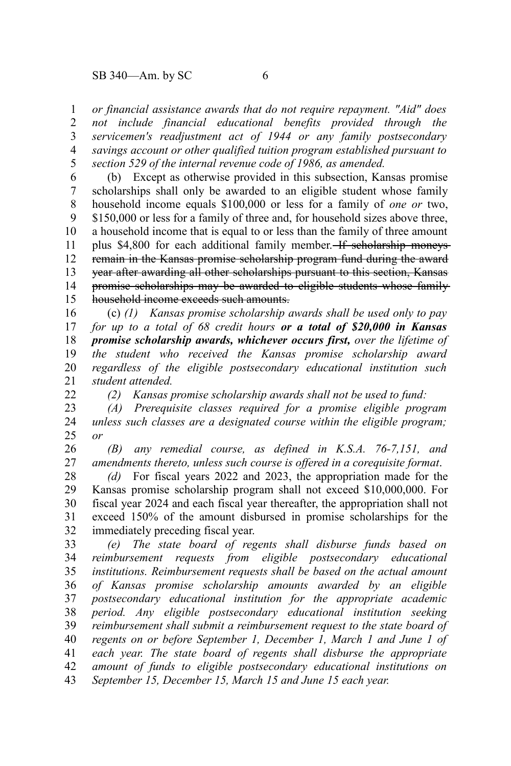*or financial assistance awards that do not require repayment. "Aid" does not include financial educational benefits provided through the servicemen's readjustment act of 1944 or any family postsecondary savings account or other qualified tuition program established pursuant to section 529 of the internal revenue code of 1986, as amended.*

(b) Except as otherwise provided in this subsection, Kansas promise scholarships shall only be awarded to an eligible student whose family household income equals $100,000 or less for a family of *one or* two, $150,000 or less for a family of three and, for household sizes above three, a household income that is equal to or less than the family of three amount plus $4,800 for each additional family member. ~~If scholarship moneys remain in the Kansas promise scholarship program fund during the award year after awarding all other scholarships pursuant to this section, Kansas promise scholarships may be awarded to eligible students whose family household income exceeds such amounts.~~

(c) *(1) Kansas promise scholarship awards shall be used only to pay for up to a total of 68 credit hours* ***or a total of $20,000 in Kansas promise scholarship awards, whichever occurs first,*** *over the lifetime of the student who received the Kansas promise scholarship award regardless of the eligible postsecondary educational institution such student attended.*

*(2) Kansas promise scholarship awards shall not be used to fund:*

*(A) Prerequisite classes required for a promise eligible program unless such classes are a designated course within the eligible program; or*

*(B) any remedial course, as defined in K.S.A. 76-7,151, and amendments thereto, unless such course is offered in a corequisite format*.

*(d)* For fiscal years 2022 and 2023, the appropriation made for the Kansas promise scholarship program shall not exceed $10,000,000. For fiscal year 2024 and each fiscal year thereafter, the appropriation shall not exceed 150% of the amount disbursed in promise scholarships for the immediately preceding fiscal year.

*(e) The state board of regents shall disburse funds based on reimbursement requests from eligible postsecondary educational institutions. Reimbursement requests shall be based on the actual amount of Kansas promise scholarship amounts awarded by an eligible postsecondary educational institution for the appropriate academic period. Any eligible postsecondary educational institution seeking reimbursement shall submit a reimbursement request to the state board of regents on or before September 1, December 1, March 1 and June 1 of each year. The state board of regents shall disburse the appropriate amount of funds to eligible postsecondary educational institutions on September 15, December 15, March 15 and June 15 each year.*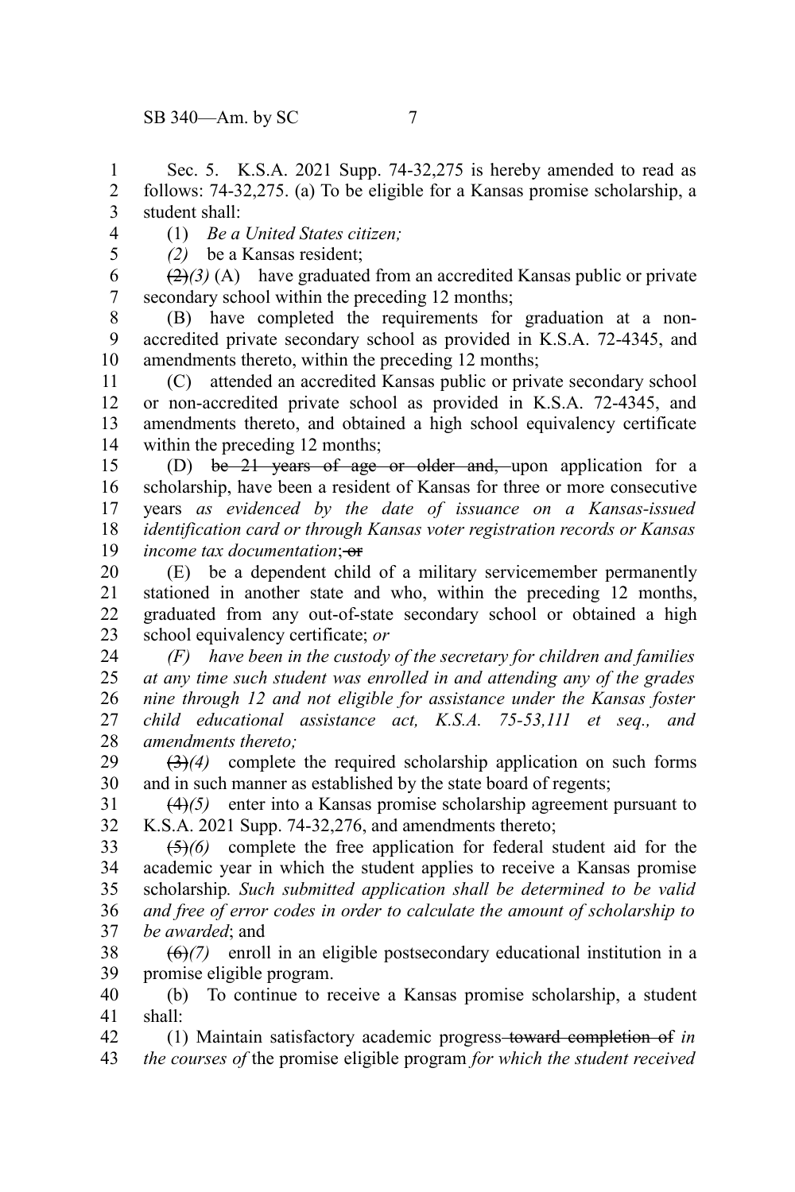Sec. 5. K.S.A. 2021 Supp. 74-32,275 is hereby amended to read as follows: 74-32,275. (a) To be eligible for a Kansas promise scholarship, a student shall:

(1) *Be a United States citizen;*

*(2)* be a Kansas resident;

~~(2)~~*(3)* (A) have graduated from an accredited Kansas public or private secondary school within the preceding 12 months;

(B) have completed the requirements for graduation at a non-accredited private secondary school as provided in K.S.A. 72-4345, and amendments thereto, within the preceding 12 months;

(C) attended an accredited Kansas public or private secondary school or non-accredited private school as provided in K.S.A. 72-4345, and amendments thereto, and obtained a high school equivalency certificate within the preceding 12 months;

(D) ~~be 21 years of age or older and,~~ upon application for a scholarship, have been a resident of Kansas for three or more consecutive years *as evidenced by the date of issuance on a Kansas-issued identification card or through Kansas voter registration records or Kansas income tax documentation*; ~~or~~

(E) be a dependent child of a military servicemember permanently stationed in another state and who, within the preceding 12 months, graduated from any out-of-state secondary school or obtained a high school equivalency certificate; *or*

*(F) have been in the custody of the secretary for children and families at any time such student was enrolled in and attending any of the grades nine through 12 and not eligible for assistance under the Kansas foster child educational assistance act, K.S.A. 75-53,111 et seq., and amendments thereto;*

~~(3)~~*(4)* complete the required scholarship application on such forms and in such manner as established by the state board of regents;

~~(4)~~*(5)* enter into a Kansas promise scholarship agreement pursuant to K.S.A. 2021 Supp. 74-32,276, and amendments thereto;

~~(5)~~*(6)* complete the free application for federal student aid for the academic year in which the student applies to receive a Kansas promise scholarship*. Such submitted application shall be determined to be valid and free of error codes in order to calculate the amount of scholarship to be awarded*; and

~~(6)~~*(7)* enroll in an eligible postsecondary educational institution in a promise eligible program.

(b) To continue to receive a Kansas promise scholarship, a student shall:

(1) Maintain satisfactory academic progress ~~toward completion of~~ *in the courses of* the promise eligible program *for which the student received*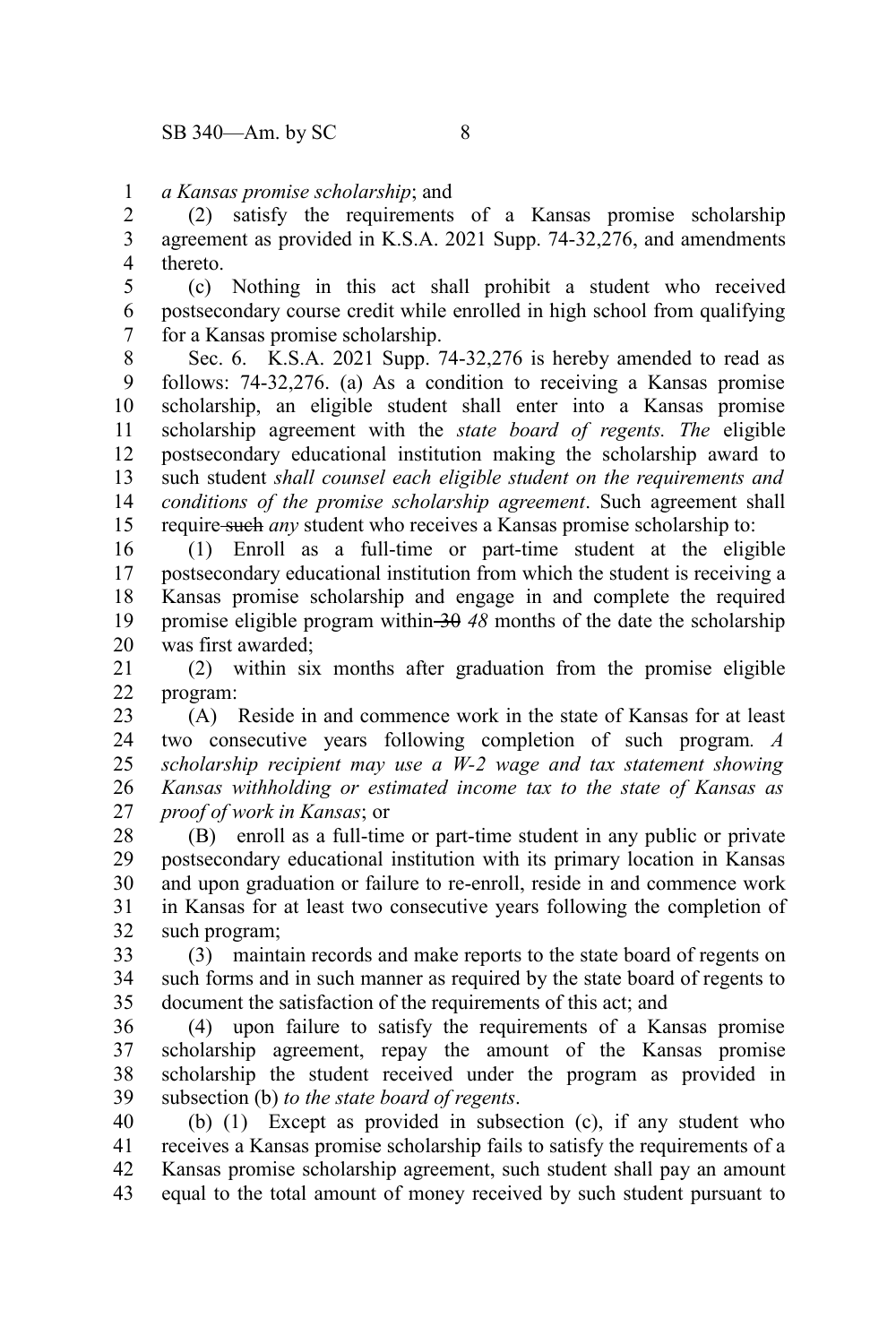*a Kansas promise scholarship*; and

(2) satisfy the requirements of a Kansas promise scholarship agreement as provided in K.S.A. 2021 Supp. 74-32,276, and amendments thereto.

(c) Nothing in this act shall prohibit a student who received postsecondary course credit while enrolled in high school from qualifying for a Kansas promise scholarship.

Sec. 6. K.S.A. 2021 Supp. 74-32,276 is hereby amended to read as follows: 74-32,276. (a) As a condition to receiving a Kansas promise scholarship, an eligible student shall enter into a Kansas promise scholarship agreement with the *state board of regents. The* eligible postsecondary educational institution making the scholarship award to such student *shall counsel each eligible student on the requirements and conditions of the promise scholarship agreement*. Such agreement shall require ~~such~~ *any* student who receives a Kansas promise scholarship to:

(1) Enroll as a full-time or part-time student at the eligible postsecondary educational institution from which the student is receiving a Kansas promise scholarship and engage in and complete the required promise eligible program within ~~30~~ *48* months of the date the scholarship was first awarded;

(2) within six months after graduation from the promise eligible program:

(A) Reside in and commence work in the state of Kansas for at least two consecutive years following completion of such program*. A scholarship recipient may use a W-2 wage and tax statement showing Kansas withholding or estimated income tax to the state of Kansas as proof of work in Kansas*; or

(B) enroll as a full-time or part-time student in any public or private postsecondary educational institution with its primary location in Kansas and upon graduation or failure to re-enroll, reside in and commence work in Kansas for at least two consecutive years following the completion of such program;

(3) maintain records and make reports to the state board of regents on such forms and in such manner as required by the state board of regents to document the satisfaction of the requirements of this act; and

(4) upon failure to satisfy the requirements of a Kansas promise scholarship agreement, repay the amount of the Kansas promise scholarship the student received under the program as provided in subsection (b) *to the state board of regents*.

(b) (1) Except as provided in subsection (c), if any student who receives a Kansas promise scholarship fails to satisfy the requirements of a Kansas promise scholarship agreement, such student shall pay an amount equal to the total amount of money received by such student pursuant to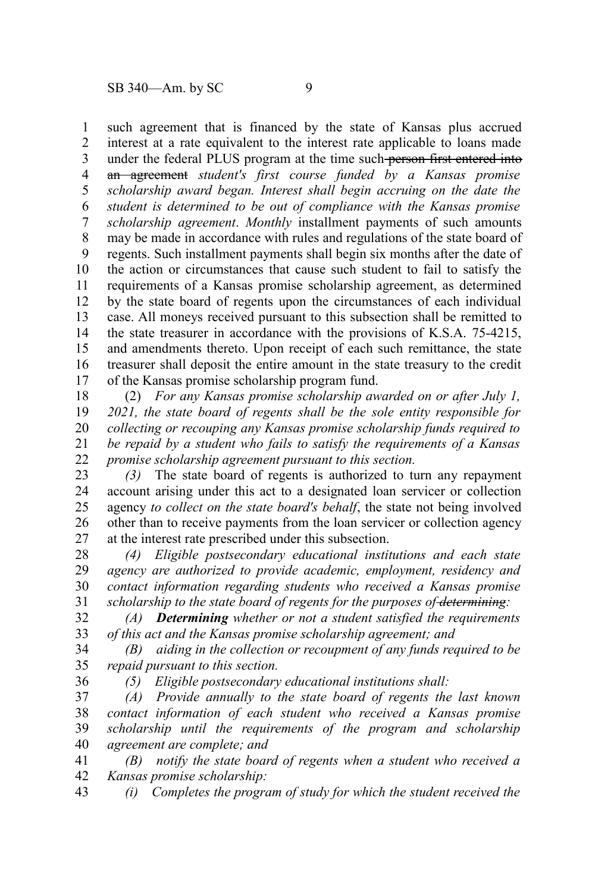such agreement that is financed by the state of Kansas plus accrued interest at a rate equivalent to the interest rate applicable to loans made under the federal PLUS program at the time such ~~person first entered into an agreement~~ *student's first course funded by a Kansas promise scholarship award began. Interest shall begin accruing on the date the student is determined to be out of compliance with the Kansas promise scholarship agreement*. *Monthly* installment payments of such amounts may be made in accordance with rules and regulations of the state board of regents. Such installment payments shall begin six months after the date of the action or circumstances that cause such student to fail to satisfy the requirements of a Kansas promise scholarship agreement, as determined by the state board of regents upon the circumstances of each individual case. All moneys received pursuant to this subsection shall be remitted to the state treasurer in accordance with the provisions of K.S.A. 75-4215, and amendments thereto. Upon receipt of each such remittance, the state treasurer shall deposit the entire amount in the state treasury to the credit of the Kansas promise scholarship program fund.

(2) *For any Kansas promise scholarship awarded on or after July 1, 2021, the state board of regents shall be the sole entity responsible for collecting or recouping any Kansas promise scholarship funds required to be repaid by a student who fails to satisfy the requirements of a Kansas promise scholarship agreement pursuant to this section.*

*(3)* The state board of regents is authorized to turn any repayment account arising under this act to a designated loan servicer or collection agency *to collect on the state board's behalf*, the state not being involved other than to receive payments from the loan servicer or collection agency at the interest rate prescribed under this subsection.

*(4) Eligible postsecondary educational institutions and each state agency are authorized to provide academic, employment, residency and contact information regarding students who received a Kansas promise scholarship to the state board of regents for the purposes of ~~determining~~:*

*(A)* ***Determining*** *whether or not a student satisfied the requirements of this act and the Kansas promise scholarship agreement; and*

*(B) aiding in the collection or recoupment of any funds required to be repaid pursuant to this section.*

*(5) Eligible postsecondary educational institutions shall:*

*(A) Provide annually to the state board of regents the last known contact information of each student who received a Kansas promise scholarship until the requirements of the program and scholarship agreement are complete; and*

*(B) notify the state board of regents when a student who received a Kansas promise scholarship:*

*(i) Completes the program of study for which the student received the*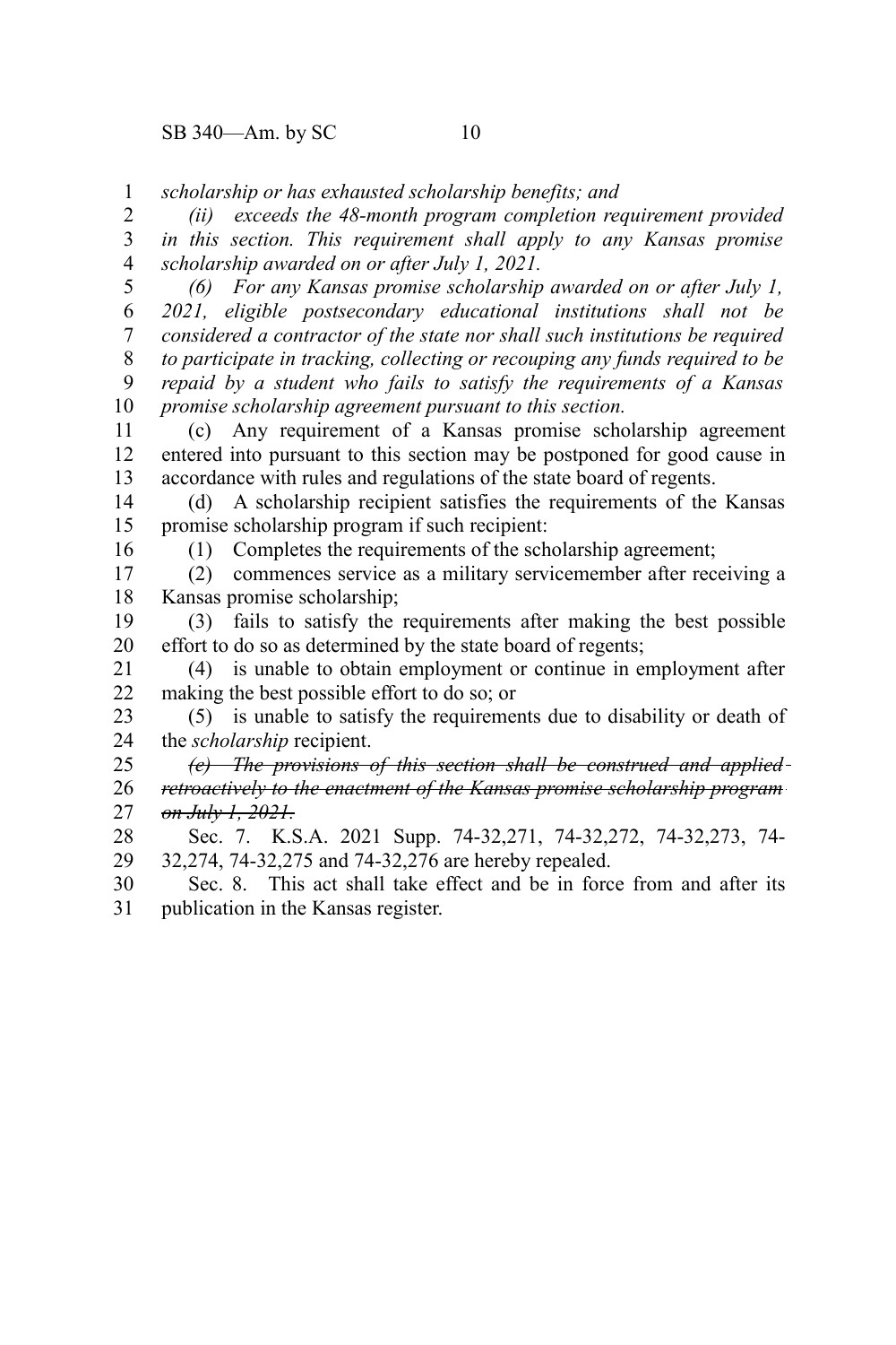*scholarship or has exhausted scholarship benefits; and*

*(ii) exceeds the 48-month program completion requirement provided in this section. This requirement shall apply to any Kansas promise scholarship awarded on or after July 1, 2021.*

*(6) For any Kansas promise scholarship awarded on or after July 1, 2021, eligible postsecondary educational institutions shall not be considered a contractor of the state nor shall such institutions be required to participate in tracking, collecting or recouping any funds required to be repaid by a student who fails to satisfy the requirements of a Kansas promise scholarship agreement pursuant to this section.*

(c) Any requirement of a Kansas promise scholarship agreement entered into pursuant to this section may be postponed for good cause in accordance with rules and regulations of the state board of regents.

(d) A scholarship recipient satisfies the requirements of the Kansas promise scholarship program if such recipient:

(1) Completes the requirements of the scholarship agreement;

(2) commences service as a military servicemember after receiving a Kansas promise scholarship;

(3) fails to satisfy the requirements after making the best possible effort to do so as determined by the state board of regents;

(4) is unable to obtain employment or continue in employment after making the best possible effort to do so; or

(5) is unable to satisfy the requirements due to disability or death of the *scholarship* recipient.

~~*(e) The provisions of this section shall be construed and applied retroactively to the enactment of the Kansas promise scholarship program on July 1, 2021.*~~

Sec. 7. K.S.A. 2021 Supp. 74-32,271, 74-32,272, 74-32,273, 74-32,274, 74-32,275 and 74-32,276 are hereby repealed.

Sec. 8. This act shall take effect and be in force from and after its publication in the Kansas register.